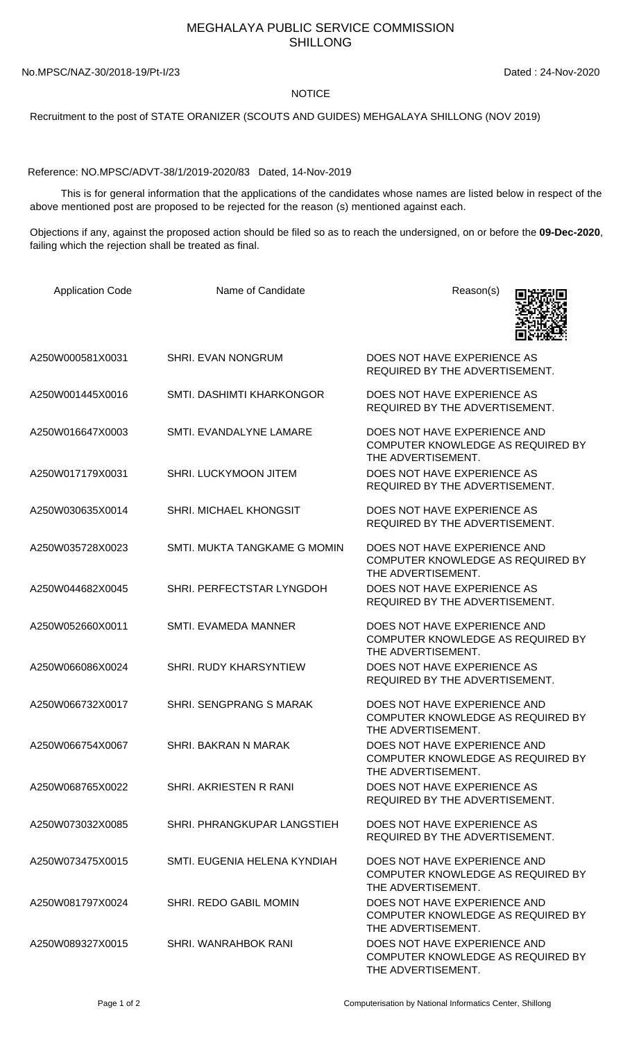# MEGHALAYA PUBLIC SERVICE COMMISSION
# SHILLONG

No.MPSC/NAZ-30/2018-19/Pt-I/23 Dated : 24-Nov-2020

NOTICE

Recruitment to the post of STATE ORANIZER (SCOUTS AND GUIDES) MEHGALAYA SHILLONG (NOV 2019)

Reference: NO.MPSC/ADVT-38/1/2019-2020/83 Dated, 14-Nov-2019

This is for general information that the applications of the candidates whose names are listed below in respect of the above mentioned post are proposed to be rejected for the reason (s) mentioned against each.

Objections if any, against the proposed action should be filed so as to reach the undersigned, on or before the **09-Dec-2020**, failing which the rejection shall be treated as final.

| Application Code | Name of Candidate | Reason(s) |
|---|---|---|
| A250W000581X0031 | SHRI. EVAN NONGRUM | DOES NOT HAVE EXPERIENCE AS REQUIRED BY THE ADVERTISEMENT. |
| A250W001445X0016 | SMTI. DASHIMTI KHARKONGOR | DOES NOT HAVE EXPERIENCE AS REQUIRED BY THE ADVERTISEMENT. |
| A250W016647X0003 | SMTI. EVANDALYNE LAMARE | DOES NOT HAVE EXPERIENCE AND COMPUTER KNOWLEDGE AS REQUIRED BY THE ADVERTISEMENT. |
| A250W017179X0031 | SHRI. LUCKYMOON JITEM | DOES NOT HAVE EXPERIENCE AS REQUIRED BY THE ADVERTISEMENT. |
| A250W030635X0014 | SHRI. MICHAEL KHONGSIT | DOES NOT HAVE EXPERIENCE AS REQUIRED BY THE ADVERTISEMENT. |
| A250W035728X0023 | SMTI. MUKTA TANGKAME G MOMIN | DOES NOT HAVE EXPERIENCE AND COMPUTER KNOWLEDGE AS REQUIRED BY THE ADVERTISEMENT. |
| A250W044682X0045 | SHRI. PERFECTSTAR LYNGDOH | DOES NOT HAVE EXPERIENCE AS REQUIRED BY THE ADVERTISEMENT. |
| A250W052660X0011 | SMTI. EVAMEDA MANNER | DOES NOT HAVE EXPERIENCE AND COMPUTER KNOWLEDGE AS REQUIRED BY THE ADVERTISEMENT. |
| A250W066086X0024 | SHRI. RUDY KHARSYNTIEW | DOES NOT HAVE EXPERIENCE AS REQUIRED BY THE ADVERTISEMENT. |
| A250W066732X0017 | SHRI. SENGPRANG S MARAK | DOES NOT HAVE EXPERIENCE AND COMPUTER KNOWLEDGE AS REQUIRED BY THE ADVERTISEMENT. |
| A250W066754X0067 | SHRI. BAKRAN N MARAK | DOES NOT HAVE EXPERIENCE AND COMPUTER KNOWLEDGE AS REQUIRED BY THE ADVERTISEMENT. |
| A250W068765X0022 | SHRI. AKRIESTEN R RANI | DOES NOT HAVE EXPERIENCE AS REQUIRED BY THE ADVERTISEMENT. |
| A250W073032X0085 | SHRI. PHRANGKUPAR LANGSTIEH | DOES NOT HAVE EXPERIENCE AS REQUIRED BY THE ADVERTISEMENT. |
| A250W073475X0015 | SMTI. EUGENIA HELENA KYNDIAH | DOES NOT HAVE EXPERIENCE AND COMPUTER KNOWLEDGE AS REQUIRED BY THE ADVERTISEMENT. |
| A250W081797X0024 | SHRI. REDO GABIL MOMIN | DOES NOT HAVE EXPERIENCE AND COMPUTER KNOWLEDGE AS REQUIRED BY THE ADVERTISEMENT. |
| A250W089327X0015 | SHRI. WANRAHBOK RANI | DOES NOT HAVE EXPERIENCE AND COMPUTER KNOWLEDGE AS REQUIRED BY THE ADVERTISEMENT. |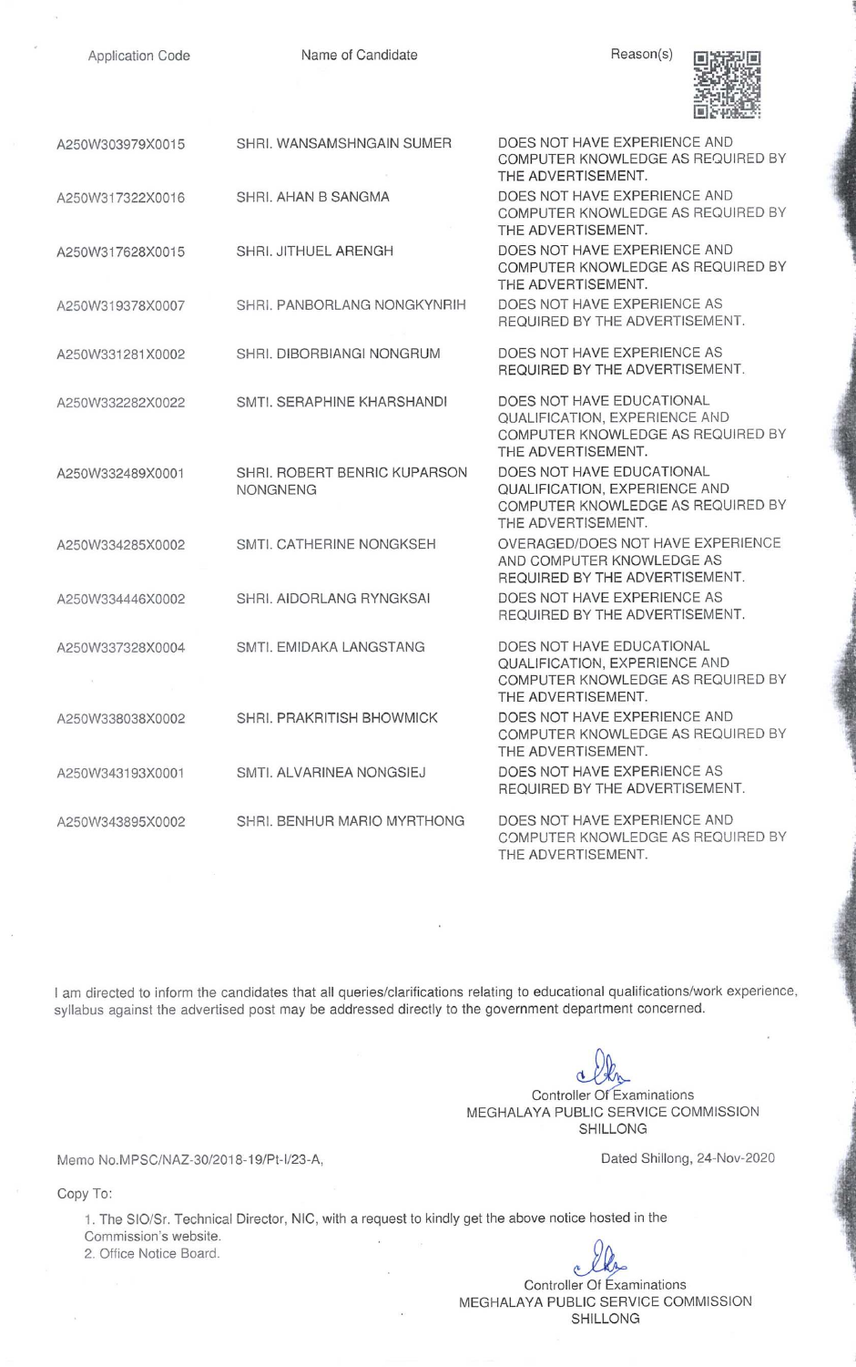| Application Code | Name of Candidate | Reason(s) |
|---|---|---|
| A250W303979X0015 | SHRI. WANSAMSHNGAIN SUMER | DOES NOT HAVE EXPERIENCE AND COMPUTER KNOWLEDGE AS REQUIRED BY THE ADVERTISEMENT. |
| A250W317322X0016 | SHRI. AHAN B SANGMA | DOES NOT HAVE EXPERIENCE AND COMPUTER KNOWLEDGE AS REQUIRED BY THE ADVERTISEMENT. |
| A250W317628X0015 | SHRI. JITHUEL ARENGH | DOES NOT HAVE EXPERIENCE AND COMPUTER KNOWLEDGE AS REQUIRED BY THE ADVERTISEMENT. |
| A250W319378X0007 | SHRI. PANBORLANG NONGKYNRIH | DOES NOT HAVE EXPERIENCE AS REQUIRED BY THE ADVERTISEMENT. |
| A250W331281X0002 | SHRI. DIBORBIANGI NONGRUM | DOES NOT HAVE EXPERIENCE AS REQUIRED BY THE ADVERTISEMENT. |
| A250W332282X0022 | SMTI. SERAPHINE KHARSHANDI | DOES NOT HAVE EDUCATIONAL QUALIFICATION, EXPERIENCE AND COMPUTER KNOWLEDGE AS REQUIRED BY THE ADVERTISEMENT. |
| A250W332489X0001 | SHRI. ROBERT BENRIC KUPARSON NONGNENG | DOES NOT HAVE EDUCATIONAL QUALIFICATION, EXPERIENCE AND COMPUTER KNOWLEDGE AS REQUIRED BY THE ADVERTISEMENT. |
| A250W334285X0002 | SMTI. CATHERINE NONGKSEH | OVERAGED/DOES NOT HAVE EXPERIENCE AND COMPUTER KNOWLEDGE AS REQUIRED BY THE ADVERTISEMENT. |
| A250W334446X0002 | SHRI. AIDORLANG RYNGKSAI | DOES NOT HAVE EXPERIENCE AS REQUIRED BY THE ADVERTISEMENT. |
| A250W337328X0004 | SMTI. EMIDAKA LANGSTANG | DOES NOT HAVE EDUCATIONAL QUALIFICATION, EXPERIENCE AND COMPUTER KNOWLEDGE AS REQUIRED BY THE ADVERTISEMENT. |
| A250W338038X0002 | SHRI. PRAKRITISH BHOWMICK | DOES NOT HAVE EXPERIENCE AND COMPUTER KNOWLEDGE AS REQUIRED BY THE ADVERTISEMENT. |
| A250W343193X0001 | SMTI. ALVARINEA NONGSIEJ | DOES NOT HAVE EXPERIENCE AS REQUIRED BY THE ADVERTISEMENT. |
| A250W343895X0002 | SHRI. BENHUR MARIO MYRTHONG | DOES NOT HAVE EXPERIENCE AND COMPUTER KNOWLEDGE AS REQUIRED BY THE ADVERTISEMENT. |

I am directed to inform the candidates that all queries/clarifications relating to educational qualifications/work experience, syllabus against the advertised post may be addressed directly to the government department concerned.

Controller Of Examinations
MEGHALAYA PUBLIC SERVICE COMMISSION
SHILLONG

Memo No.MPSC/NAZ-30/2018-19/Pt-I/23-A,

Dated Shillong, 24-Nov-2020

Copy To:

1. The SIO/Sr. Technical Director, NIC, with a request to kindly get the above notice hosted in the Commission's website.
2. Office Notice Board.

Controller Of Examinations
MEGHALAYA PUBLIC SERVICE COMMISSION
SHILLONG